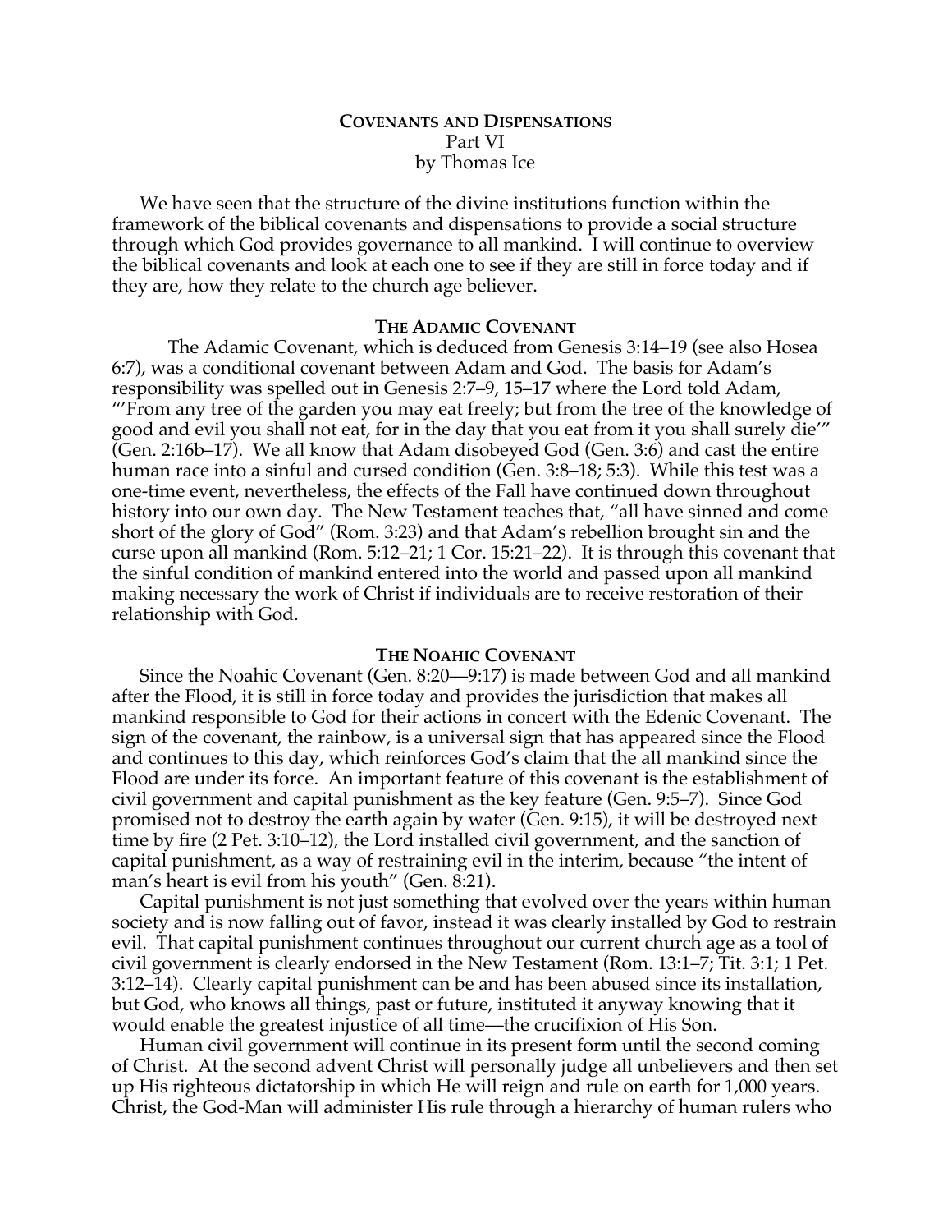**COVENANTS AND DISPENSATIONS**
Part VI
by Thomas Ice

We have seen that the structure of the divine institutions function within the framework of the biblical covenants and dispensations to provide a social structure through which God provides governance to all mankind. I will continue to overview the biblical covenants and look at each one to see if they are still in force today and if they are, how they relate to the church age believer.

**THE ADAMIC COVENANT**

The Adamic Covenant, which is deduced from Genesis 3:14–19 (see also Hosea 6:7), was a conditional covenant between Adam and God. The basis for Adam's responsibility was spelled out in Genesis 2:7–9, 15–17 where the Lord told Adam, "'From any tree of the garden you may eat freely; but from the tree of the knowledge of good and evil you shall not eat, for in the day that you eat from it you shall surely die'" (Gen. 2:16b–17). We all know that Adam disobeyed God (Gen. 3:6) and cast the entire human race into a sinful and cursed condition (Gen. 3:8–18; 5:3). While this test was a one-time event, nevertheless, the effects of the Fall have continued down throughout history into our own day. The New Testament teaches that, "all have sinned and come short of the glory of God" (Rom. 3:23) and that Adam's rebellion brought sin and the curse upon all mankind (Rom. 5:12–21; 1 Cor. 15:21–22). It is through this covenant that the sinful condition of mankind entered into the world and passed upon all mankind making necessary the work of Christ if individuals are to receive restoration of their relationship with God.

**THE NOAHIC COVENANT**

Since the Noahic Covenant (Gen. 8:20—9:17) is made between God and all mankind after the Flood, it is still in force today and provides the jurisdiction that makes all mankind responsible to God for their actions in concert with the Edenic Covenant. The sign of the covenant, the rainbow, is a universal sign that has appeared since the Flood and continues to this day, which reinforces God's claim that the all mankind since the Flood are under its force. An important feature of this covenant is the establishment of civil government and capital punishment as the key feature (Gen. 9:5–7). Since God promised not to destroy the earth again by water (Gen. 9:15), it will be destroyed next time by fire (2 Pet. 3:10–12), the Lord installed civil government, and the sanction of capital punishment, as a way of restraining evil in the interim, because "the intent of man's heart is evil from his youth" (Gen. 8:21).

Capital punishment is not just something that evolved over the years within human society and is now falling out of favor, instead it was clearly installed by God to restrain evil. That capital punishment continues throughout our current church age as a tool of civil government is clearly endorsed in the New Testament (Rom. 13:1–7; Tit. 3:1; 1 Pet. 3:12–14). Clearly capital punishment can be and has been abused since its installation, but God, who knows all things, past or future, instituted it anyway knowing that it would enable the greatest injustice of all time—the crucifixion of His Son.

Human civil government will continue in its present form until the second coming of Christ. At the second advent Christ will personally judge all unbelievers and then set up His righteous dictatorship in which He will reign and rule on earth for 1,000 years. Christ, the God-Man will administer His rule through a hierarchy of human rulers who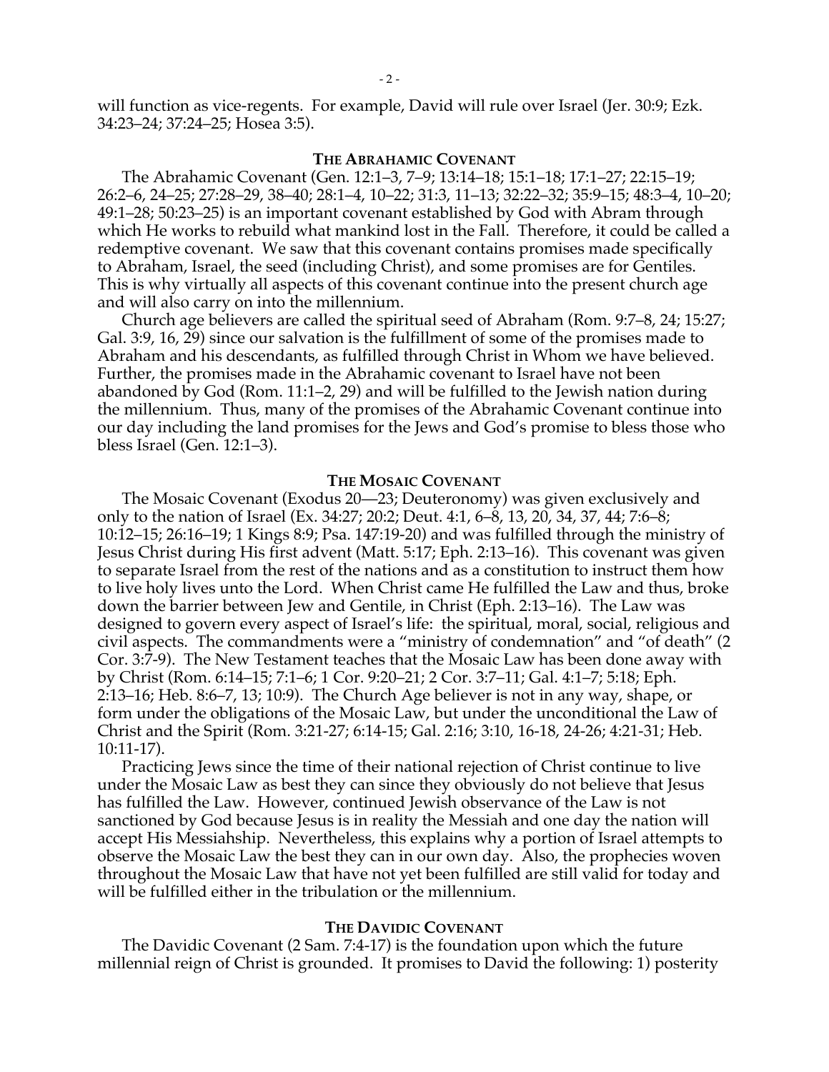will function as vice-regents. For example, David will rule over Israel (Jer. 30:9; Ezk. 34:23–24; 37:24–25; Hosea 3:5).

### The Abrahamic Covenant

The Abrahamic Covenant (Gen. 12:1–3, 7–9; 13:14–18; 15:1–18; 17:1–27; 22:15–19; 26:2–6, 24–25; 27:28–29, 38–40; 28:1–4, 10–22; 31:3, 11–13; 32:22–32; 35:9–15; 48:3–4, 10–20; 49:1–28; 50:23–25) is an important covenant established by God with Abram through which He works to rebuild what mankind lost in the Fall. Therefore, it could be called a redemptive covenant. We saw that this covenant contains promises made specifically to Abraham, Israel, the seed (including Christ), and some promises are for Gentiles. This is why virtually all aspects of this covenant continue into the present church age and will also carry on into the millennium.

Church age believers are called the spiritual seed of Abraham (Rom. 9:7–8, 24; 15:27; Gal. 3:9, 16, 29) since our salvation is the fulfillment of some of the promises made to Abraham and his descendants, as fulfilled through Christ in Whom we have believed. Further, the promises made in the Abrahamic covenant to Israel have not been abandoned by God (Rom. 11:1–2, 29) and will be fulfilled to the Jewish nation during the millennium. Thus, many of the promises of the Abrahamic Covenant continue into our day including the land promises for the Jews and God's promise to bless those who bless Israel (Gen. 12:1–3).

### The Mosaic Covenant

The Mosaic Covenant (Exodus 20—23; Deuteronomy) was given exclusively and only to the nation of Israel (Ex. 34:27; 20:2; Deut. 4:1, 6–8, 13, 20, 34, 37, 44; 7:6–8; 10:12–15; 26:16–19; 1 Kings 8:9; Psa. 147:19-20) and was fulfilled through the ministry of Jesus Christ during His first advent (Matt. 5:17; Eph. 2:13–16). This covenant was given to separate Israel from the rest of the nations and as a constitution to instruct them how to live holy lives unto the Lord. When Christ came He fulfilled the Law and thus, broke down the barrier between Jew and Gentile, in Christ (Eph. 2:13–16). The Law was designed to govern every aspect of Israel's life: the spiritual, moral, social, religious and civil aspects. The commandments were a "ministry of condemnation" and "of death" (2 Cor. 3:7-9). The New Testament teaches that the Mosaic Law has been done away with by Christ (Rom. 6:14–15; 7:1–6; 1 Cor. 9:20–21; 2 Cor. 3:7–11; Gal. 4:1–7; 5:18; Eph. 2:13–16; Heb. 8:6–7, 13; 10:9). The Church Age believer is not in any way, shape, or form under the obligations of the Mosaic Law, but under the unconditional the Law of Christ and the Spirit (Rom. 3:21-27; 6:14-15; Gal. 2:16; 3:10, 16-18, 24-26; 4:21-31; Heb. 10:11-17).

Practicing Jews since the time of their national rejection of Christ continue to live under the Mosaic Law as best they can since they obviously do not believe that Jesus has fulfilled the Law. However, continued Jewish observance of the Law is not sanctioned by God because Jesus is in reality the Messiah and one day the nation will accept His Messiahship. Nevertheless, this explains why a portion of Israel attempts to observe the Mosaic Law the best they can in our own day. Also, the prophecies woven throughout the Mosaic Law that have not yet been fulfilled are still valid for today and will be fulfilled either in the tribulation or the millennium.

### The Davidic Covenant

The Davidic Covenant (2 Sam. 7:4-17) is the foundation upon which the future millennial reign of Christ is grounded. It promises to David the following: 1) posterity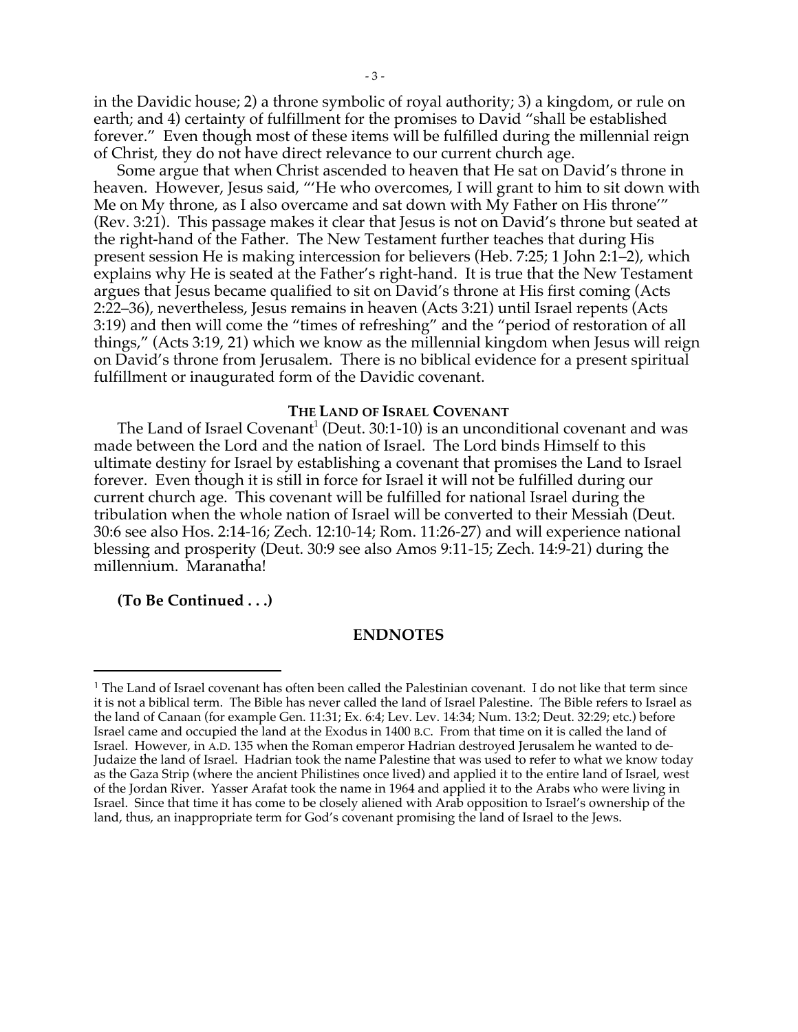in the Davidic house; 2) a throne symbolic of royal authority; 3) a kingdom, or rule on earth; and 4) certainty of fulfillment for the promises to David "shall be established forever." Even though most of these items will be fulfilled during the millennial reign of Christ, they do not have direct relevance to our current church age.

Some argue that when Christ ascended to heaven that He sat on David's throne in heaven. However, Jesus said, "'He who overcomes, I will grant to him to sit down with Me on My throne, as I also overcame and sat down with My Father on His throne'" (Rev. 3:21). This passage makes it clear that Jesus is not on David's throne but seated at the right-hand of the Father. The New Testament further teaches that during His present session He is making intercession for believers (Heb. 7:25; 1 John 2:1–2), which explains why He is seated at the Father's right-hand. It is true that the New Testament argues that Jesus became qualified to sit on David's throne at His first coming (Acts 2:22–36), nevertheless, Jesus remains in heaven (Acts 3:21) until Israel repents (Acts 3:19) and then will come the "times of refreshing" and the "period of restoration of all things," (Acts 3:19, 21) which we know as the millennial kingdom when Jesus will reign on David's throne from Jerusalem. There is no biblical evidence for a present spiritual fulfillment or inaugurated form of the Davidic covenant.

### THE LAND OF ISRAEL COVENANT

The Land of Israel Covenant[1] (Deut. 30:1-10) is an unconditional covenant and was made between the Lord and the nation of Israel. The Lord binds Himself to this ultimate destiny for Israel by establishing a covenant that promises the Land to Israel forever. Even though it is still in force for Israel it will not be fulfilled during our current church age. This covenant will be fulfilled for national Israel during the tribulation when the whole nation of Israel will be converted to their Messiah (Deut. 30:6 see also Hos. 2:14-16; Zech. 12:10-14; Rom. 11:26-27) and will experience national blessing and prosperity (Deut. 30:9 see also Amos 9:11-15; Zech. 14:9-21) during the millennium. Maranatha!

**(To Be Continued . . .)**

## ENDNOTES

[1] The Land of Israel covenant has often been called the Palestinian covenant. I do not like that term since it is not a biblical term. The Bible has never called the land of Israel Palestine. The Bible refers to Israel as the land of Canaan (for example Gen. 11:31; Ex. 6:4; Lev. Lev. 14:34; Num. 13:2; Deut. 32:29; etc.) before Israel came and occupied the land at the Exodus in 1400 B.C. From that time on it is called the land of Israel. However, in A.D. 135 when the Roman emperor Hadrian destroyed Jerusalem he wanted to de-Judaize the land of Israel. Hadrian took the name Palestine that was used to refer to what we know today as the Gaza Strip (where the ancient Philistines once lived) and applied it to the entire land of Israel, west of the Jordan River. Yasser Arafat took the name in 1964 and applied it to the Arabs who were living in Israel. Since that time it has come to be closely aliened with Arab opposition to Israel's ownership of the land, thus, an inappropriate term for God's covenant promising the land of Israel to the Jews.